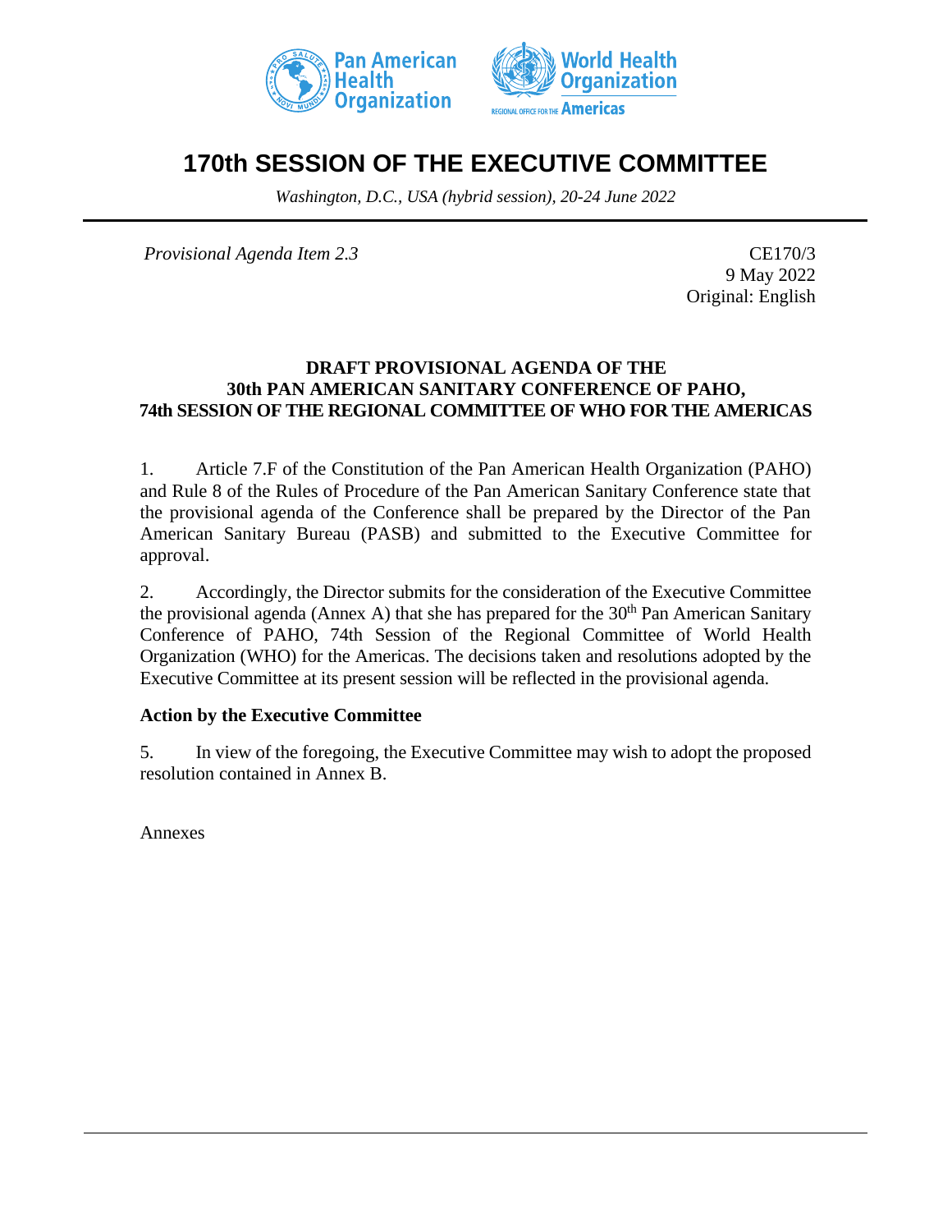# 170th SESSION OF THE EXECUTIVE COMMITTEE

*Washington, D.C., USA (hybrid session), 20-24 June 2022*

---

*Provisional Agenda Item 2.3*

CE170/3
9 May 2022
Original: English

**DRAFT PROVISIONAL AGENDA OF THE 30th PAN AMERICAN SANITARY CONFERENCE OF PAHO, 74th SESSION OF THE REGIONAL COMMITTEE OF WHO FOR THE AMERICAS**

1. Article 7.F of the Constitution of the Pan American Health Organization (PAHO) and Rule 8 of the Rules of Procedure of the Pan American Sanitary Conference state that the provisional agenda of the Conference shall be prepared by the Director of the Pan American Sanitary Bureau (PASB) and submitted to the Executive Committee for approval.

2. Accordingly, the Director submits for the consideration of the Executive Committee the provisional agenda (Annex A) that she has prepared for the 30th Pan American Sanitary Conference of PAHO, 74th Session of the Regional Committee of World Health Organization (WHO) for the Americas. The decisions taken and resolutions adopted by the Executive Committee at its present session will be reflected in the provisional agenda.

**Action by the Executive Committee**

5. In view of the foregoing, the Executive Committee may wish to adopt the proposed resolution contained in Annex B.

Annexes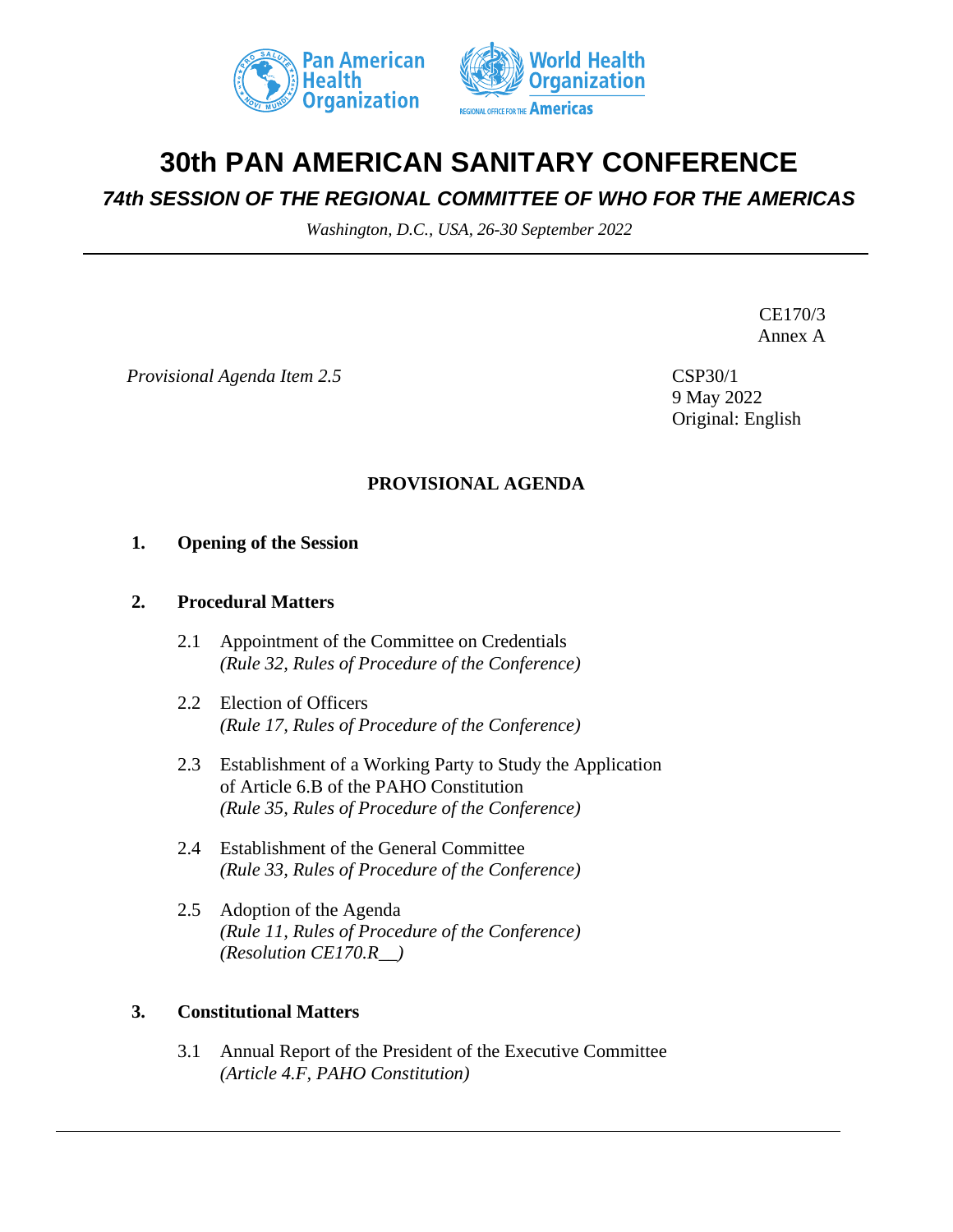# 30th PAN AMERICAN SANITARY CONFERENCE

## *74th SESSION OF THE REGIONAL COMMITTEE OF WHO FOR THE AMERICAS*

*Washington, D.C., USA, 26-30 September 2022*

---

CE170/3
Annex A

*Provisional Agenda Item 2.5*

CSP30/1
9 May 2022
Original: English

**PROVISIONAL AGENDA**

**1. Opening of the Session**

**2. Procedural Matters**

2.1 Appointment of the Committee on Credentials
*(Rule 32, Rules of Procedure of the Conference)*

2.2 Election of Officers
*(Rule 17, Rules of Procedure of the Conference)*

2.3 Establishment of a Working Party to Study the Application of Article 6.B of the PAHO Constitution
*(Rule 35, Rules of Procedure of the Conference)*

2.4 Establishment of the General Committee
*(Rule 33, Rules of Procedure of the Conference)*

2.5 Adoption of the Agenda
*(Rule 11, Rules of Procedure of the Conference)*
*(Resolution CE170.R__)*

**3. Constitutional Matters**

3.1 Annual Report of the President of the Executive Committee
*(Article 4.F, PAHO Constitution)*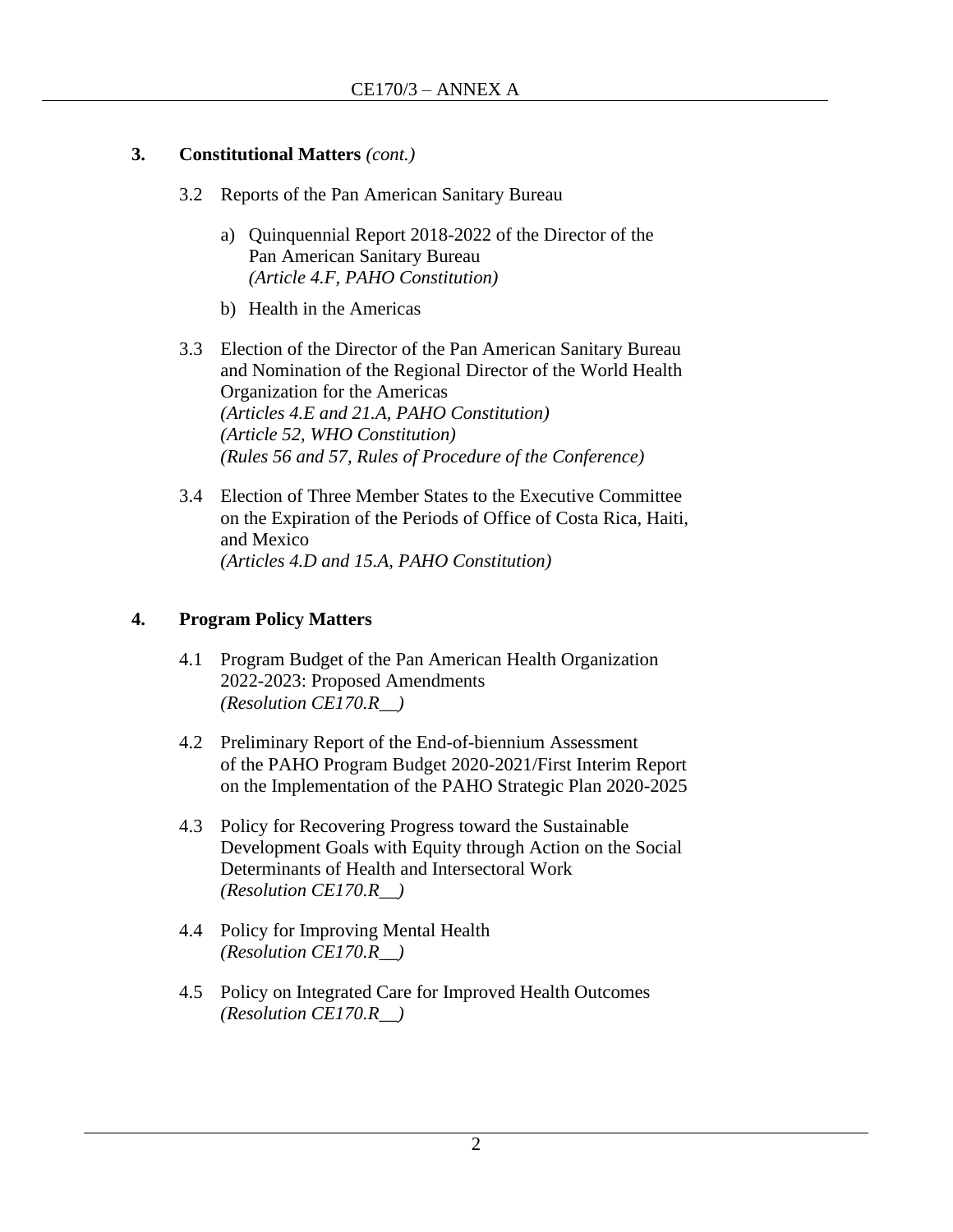**3. Constitutional Matters** *(cont.)*

3.2 Reports of the Pan American Sanitary Bureau

a) Quinquennial Report 2018-2022 of the Director of the Pan American Sanitary Bureau
*(Article 4.F, PAHO Constitution)*

b) Health in the Americas

3.3 Election of the Director of the Pan American Sanitary Bureau and Nomination of the Regional Director of the World Health Organization for the Americas
*(Articles 4.E and 21.A, PAHO Constitution)*
*(Article 52, WHO Constitution)*
*(Rules 56 and 57, Rules of Procedure of the Conference)*

3.4 Election of Three Member States to the Executive Committee on the Expiration of the Periods of Office of Costa Rica, Haiti, and Mexico
*(Articles 4.D and 15.A, PAHO Constitution)*

**4. Program Policy Matters**

4.1 Program Budget of the Pan American Health Organization 2022-2023: Proposed Amendments
*(Resolution CE170.R__)*

4.2 Preliminary Report of the End-of-biennium Assessment of the PAHO Program Budget 2020-2021/First Interim Report on the Implementation of the PAHO Strategic Plan 2020-2025

4.3 Policy for Recovering Progress toward the Sustainable Development Goals with Equity through Action on the Social Determinants of Health and Intersectoral Work
*(Resolution CE170.R__)*

4.4 Policy for Improving Mental Health
*(Resolution CE170.R__)*

4.5 Policy on Integrated Care for Improved Health Outcomes
*(Resolution CE170.R__)*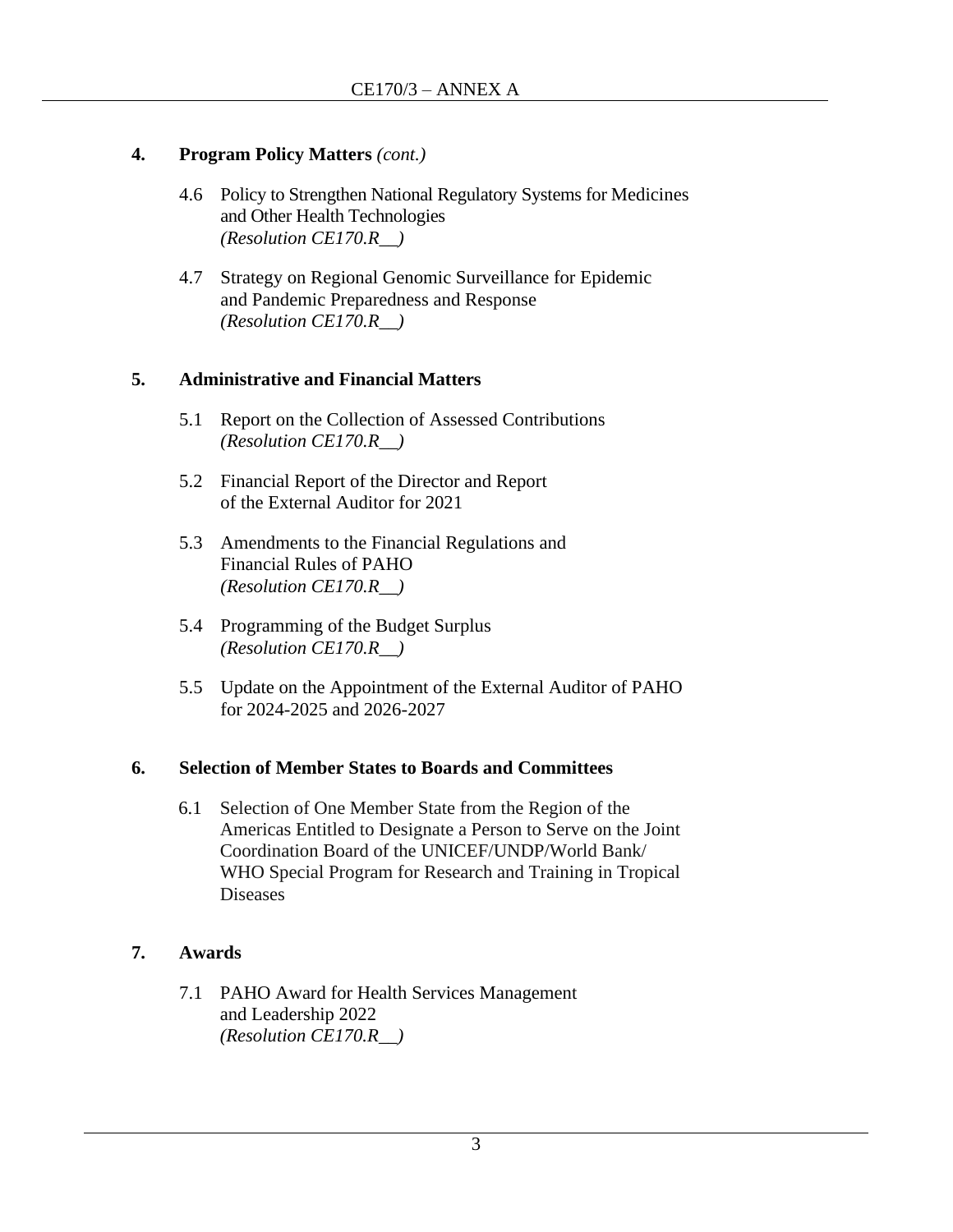**4. Program Policy Matters** *(cont.)*

4.6 Policy to Strengthen National Regulatory Systems for Medicines and Other Health Technologies
*(Resolution CE170.R__)*

4.7 Strategy on Regional Genomic Surveillance for Epidemic and Pandemic Preparedness and Response
*(Resolution CE170.R__)*

**5. Administrative and Financial Matters**

5.1 Report on the Collection of Assessed Contributions
*(Resolution CE170.R__)*

5.2 Financial Report of the Director and Report of the External Auditor for 2021

5.3 Amendments to the Financial Regulations and Financial Rules of PAHO
*(Resolution CE170.R__)*

5.4 Programming of the Budget Surplus
*(Resolution CE170.R__)*

5.5 Update on the Appointment of the External Auditor of PAHO for 2024-2025 and 2026-2027

**6. Selection of Member States to Boards and Committees**

6.1 Selection of One Member State from the Region of the Americas Entitled to Designate a Person to Serve on the Joint Coordination Board of the UNICEF/UNDP/World Bank/ WHO Special Program for Research and Training in Tropical Diseases

**7. Awards**

7.1 PAHO Award for Health Services Management and Leadership 2022
*(Resolution CE170.R__)*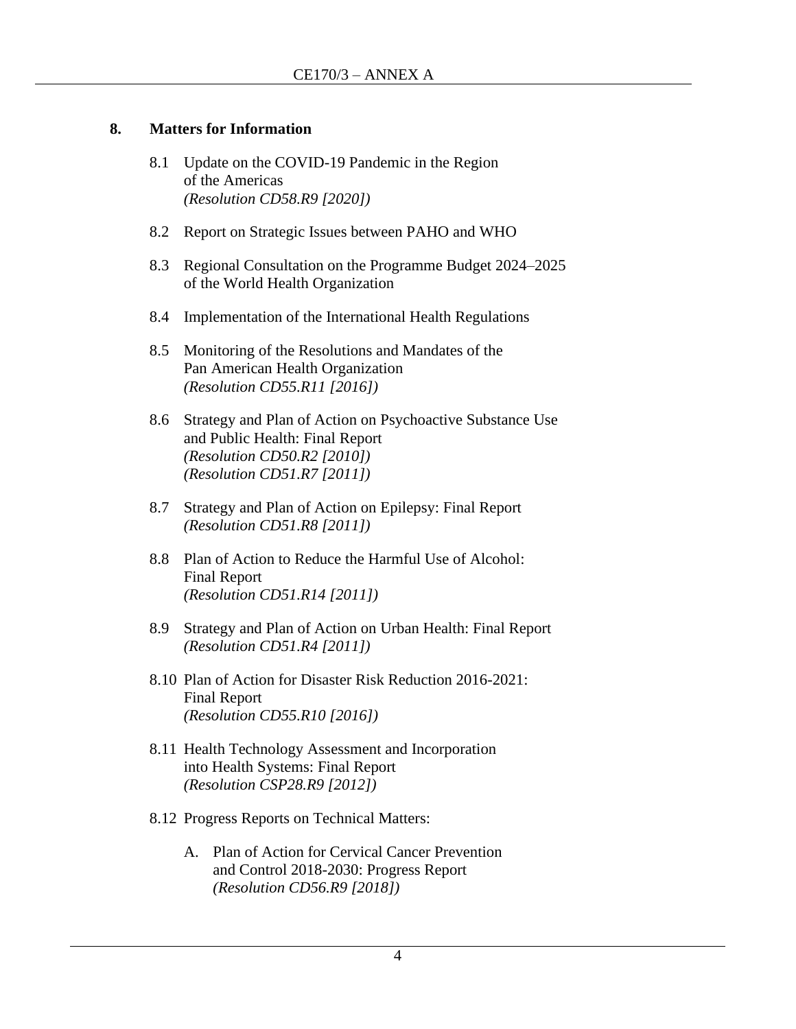## 8. Matters for Information

8.1 Update on the COVID-19 Pandemic in the Region of the Americas
*(Resolution CD58.R9 [2020])*

8.2 Report on Strategic Issues between PAHO and WHO

8.3 Regional Consultation on the Programme Budget 2024–2025 of the World Health Organization

8.4 Implementation of the International Health Regulations

8.5 Monitoring of the Resolutions and Mandates of the Pan American Health Organization
*(Resolution CD55.R11 [2016])*

8.6 Strategy and Plan of Action on Psychoactive Substance Use and Public Health: Final Report
*(Resolution CD50.R2 [2010])*
*(Resolution CD51.R7 [2011])*

8.7 Strategy and Plan of Action on Epilepsy: Final Report
*(Resolution CD51.R8 [2011])*

8.8 Plan of Action to Reduce the Harmful Use of Alcohol: Final Report
*(Resolution CD51.R14 [2011])*

8.9 Strategy and Plan of Action on Urban Health: Final Report
*(Resolution CD51.R4 [2011])*

8.10 Plan of Action for Disaster Risk Reduction 2016-2021: Final Report
*(Resolution CD55.R10 [2016])*

8.11 Health Technology Assessment and Incorporation into Health Systems: Final Report
*(Resolution CSP28.R9 [2012])*

8.12 Progress Reports on Technical Matters:

A. Plan of Action for Cervical Cancer Prevention and Control 2018-2030: Progress Report
*(Resolution CD56.R9 [2018])*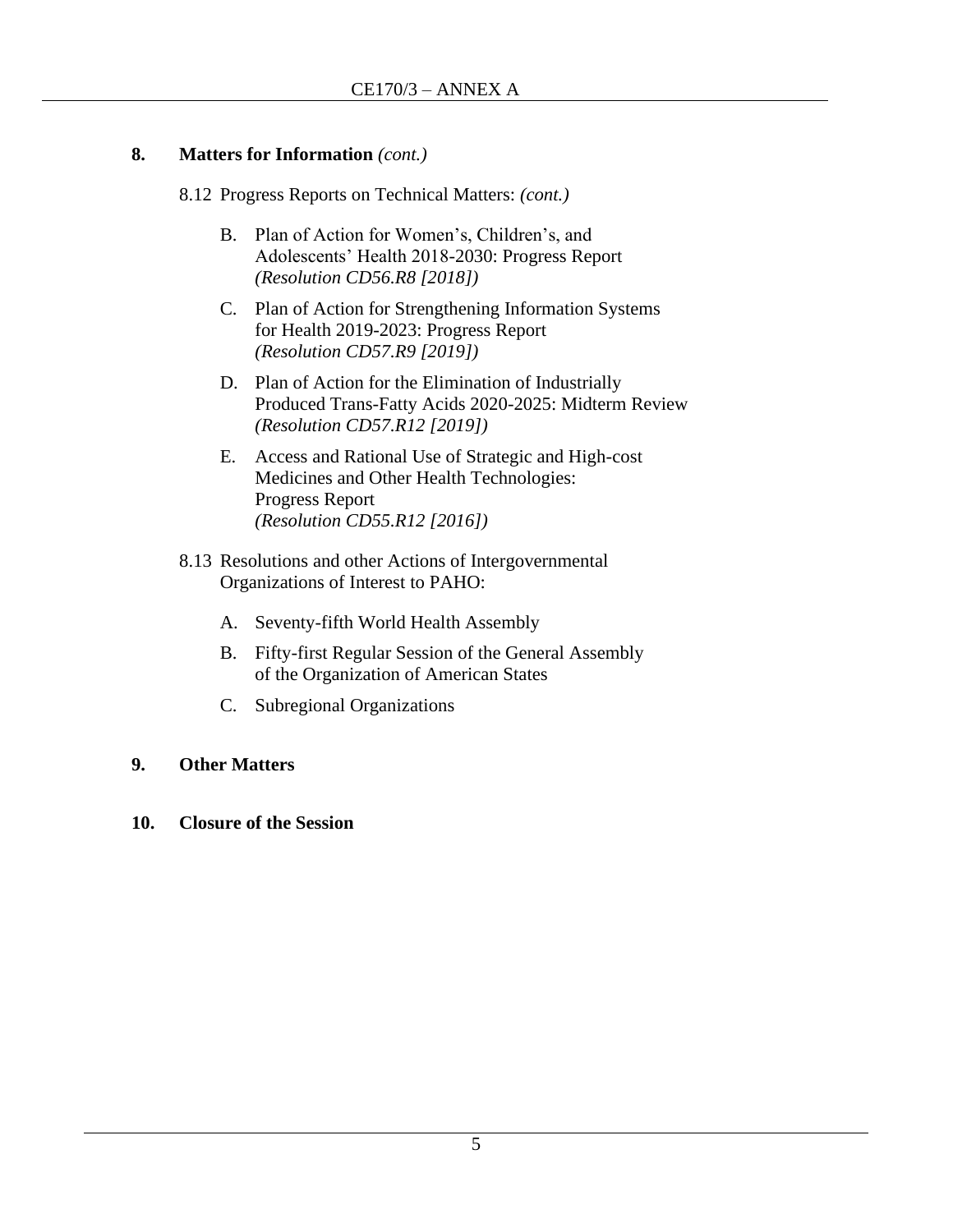**8. Matters for Information** *(cont.)*

8.12 Progress Reports on Technical Matters: *(cont.)*

B. Plan of Action for Women's, Children's, and Adolescents' Health 2018-2030: Progress Report *(Resolution CD56.R8 [2018])*

C. Plan of Action for Strengthening Information Systems for Health 2019-2023: Progress Report *(Resolution CD57.R9 [2019])*

D. Plan of Action for the Elimination of Industrially Produced Trans-Fatty Acids 2020-2025: Midterm Review *(Resolution CD57.R12 [2019])*

E. Access and Rational Use of Strategic and High-cost Medicines and Other Health Technologies: Progress Report *(Resolution CD55.R12 [2016])*

8.13 Resolutions and other Actions of Intergovernmental Organizations of Interest to PAHO:

A. Seventy-fifth World Health Assembly

B. Fifty-first Regular Session of the General Assembly of the Organization of American States

C. Subregional Organizations

**9. Other Matters**

**10. Closure of the Session**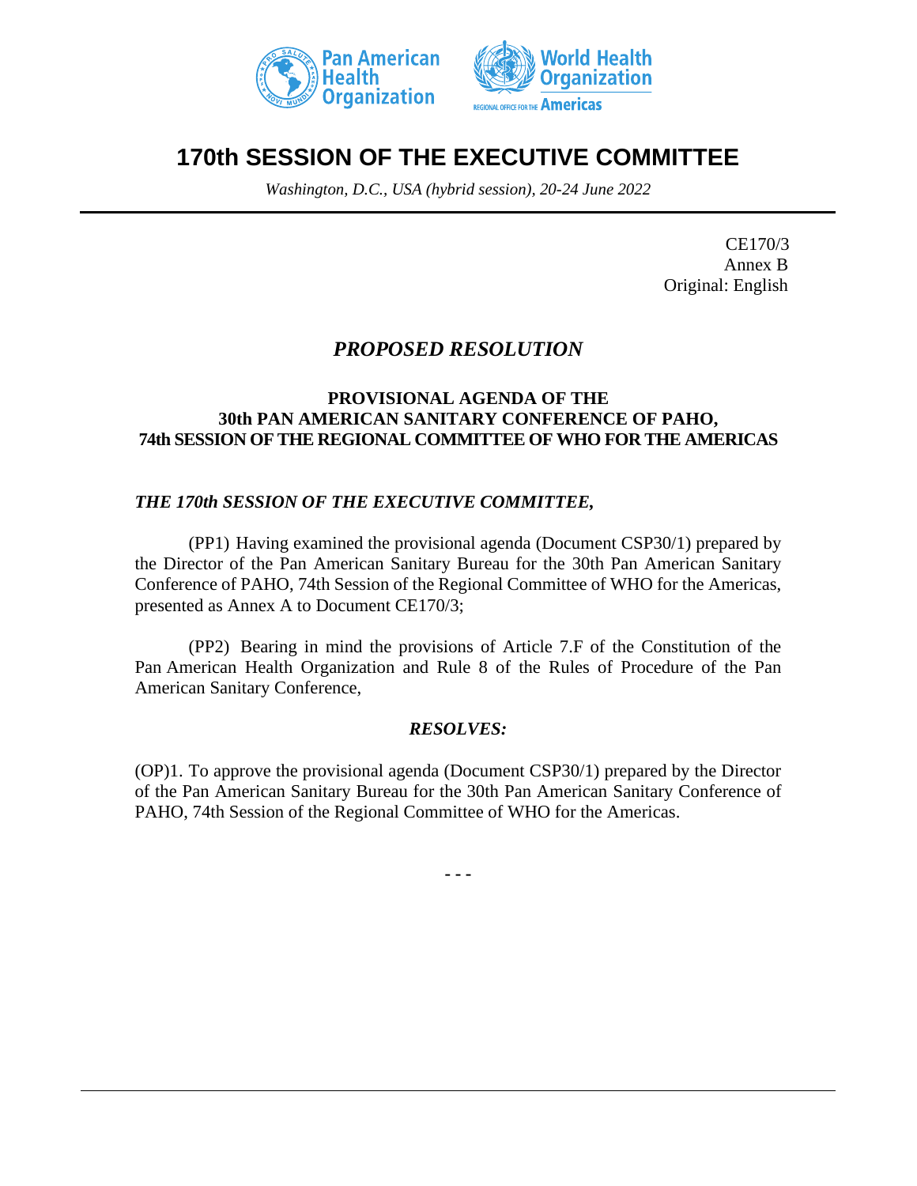# 170th SESSION OF THE EXECUTIVE COMMITTEE

*Washington, D.C., USA (hybrid session), 20-24 June 2022*

CE170/3
Annex B
Original: English

## *PROPOSED RESOLUTION*

### PROVISIONAL AGENDA OF THE 30th PAN AMERICAN SANITARY CONFERENCE OF PAHO, 74th SESSION OF THE REGIONAL COMMITTEE OF WHO FOR THE AMERICAS

***THE 170th SESSION OF THE EXECUTIVE COMMITTEE,***

(PP1) Having examined the provisional agenda (Document CSP30/1) prepared by the Director of the Pan American Sanitary Bureau for the 30th Pan American Sanitary Conference of PAHO, 74th Session of the Regional Committee of WHO for the Americas, presented as Annex A to Document CE170/3;

(PP2) Bearing in mind the provisions of Article 7.F of the Constitution of the Pan American Health Organization and Rule 8 of the Rules of Procedure of the Pan American Sanitary Conference,

***RESOLVES:***

(OP)1. To approve the provisional agenda (Document CSP30/1) prepared by the Director of the Pan American Sanitary Bureau for the 30th Pan American Sanitary Conference of PAHO, 74th Session of the Regional Committee of WHO for the Americas.

- - -